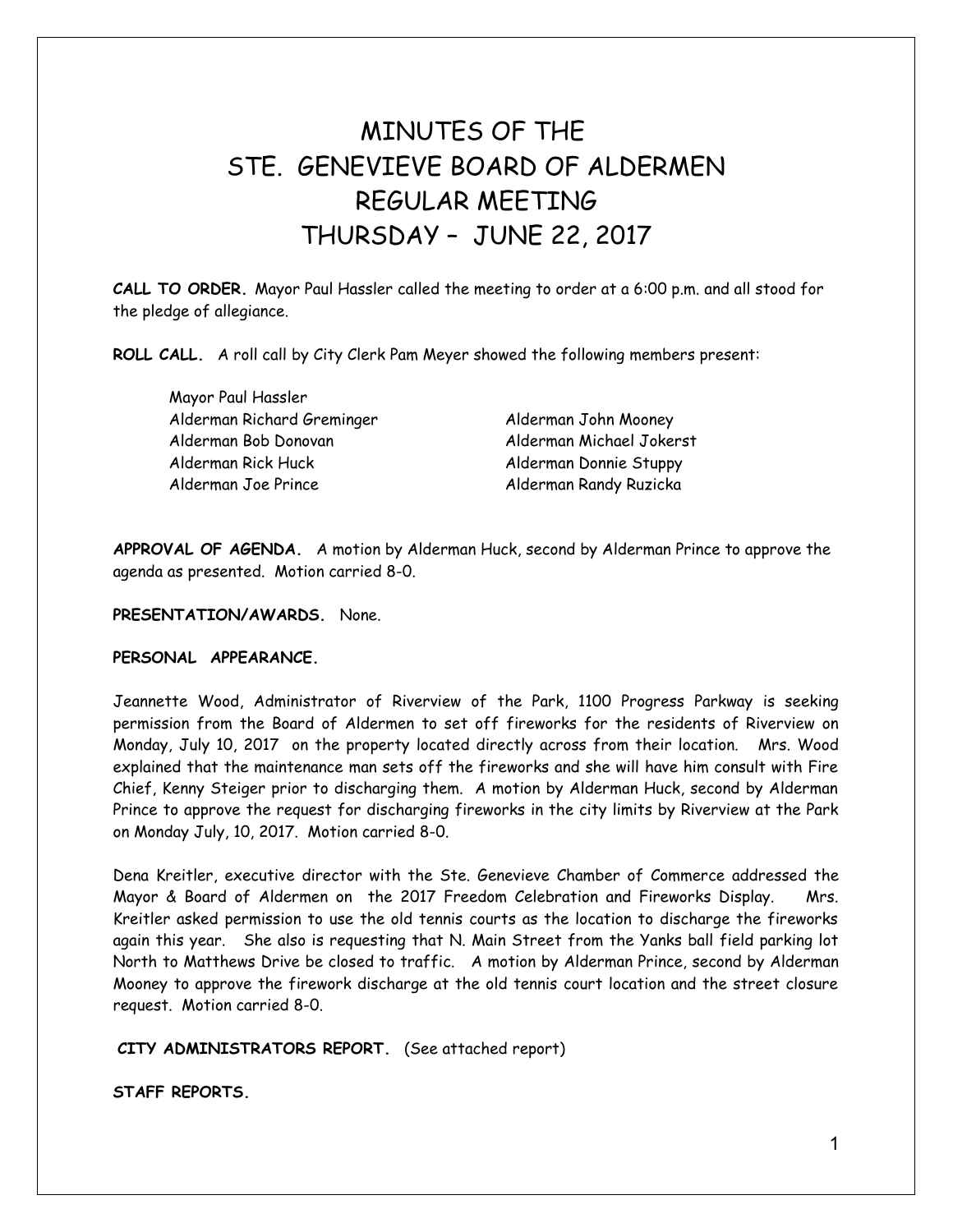# MINUTES OF THE
# STE. GENEVIEVE BOARD OF ALDERMEN
# REGULAR MEETING
# THURSDAY – JUNE 22, 2017

**CALL TO ORDER.** Mayor Paul Hassler called the meeting to order at a 6:00 p.m. and all stood for the pledge of allegiance.

**ROLL CALL.** A roll call by City Clerk Pam Meyer showed the following members present:

Mayor Paul Hassler
Alderman Richard Greminger
Alderman Bob Donovan
Alderman Rick Huck
Alderman Joe Prince
Alderman John Mooney
Alderman Michael Jokerst
Alderman Donnie Stuppy
Alderman Randy Ruzicka

**APPROVAL OF AGENDA.** A motion by Alderman Huck, second by Alderman Prince to approve the agenda as presented. Motion carried 8-0.

**PRESENTATION/AWARDS.** None.

**PERSONAL APPEARANCE.**

Jeannette Wood, Administrator of Riverview of the Park, 1100 Progress Parkway is seeking permission from the Board of Aldermen to set off fireworks for the residents of Riverview on Monday, July 10, 2017 on the property located directly across from their location. Mrs. Wood explained that the maintenance man sets off the fireworks and she will have him consult with Fire Chief, Kenny Steiger prior to discharging them. A motion by Alderman Huck, second by Alderman Prince to approve the request for discharging fireworks in the city limits by Riverview at the Park on Monday July, 10, 2017. Motion carried 8-0.

Dena Kreitler, executive director with the Ste. Genevieve Chamber of Commerce addressed the Mayor & Board of Aldermen on the 2017 Freedom Celebration and Fireworks Display. Mrs. Kreitler asked permission to use the old tennis courts as the location to discharge the fireworks again this year. She also is requesting that N. Main Street from the Yanks ball field parking lot North to Matthews Drive be closed to traffic. A motion by Alderman Prince, second by Alderman Mooney to approve the firework discharge at the old tennis court location and the street closure request. Motion carried 8-0.

**CITY ADMINISTRATORS REPORT.** (See attached report)

**STAFF REPORTS.**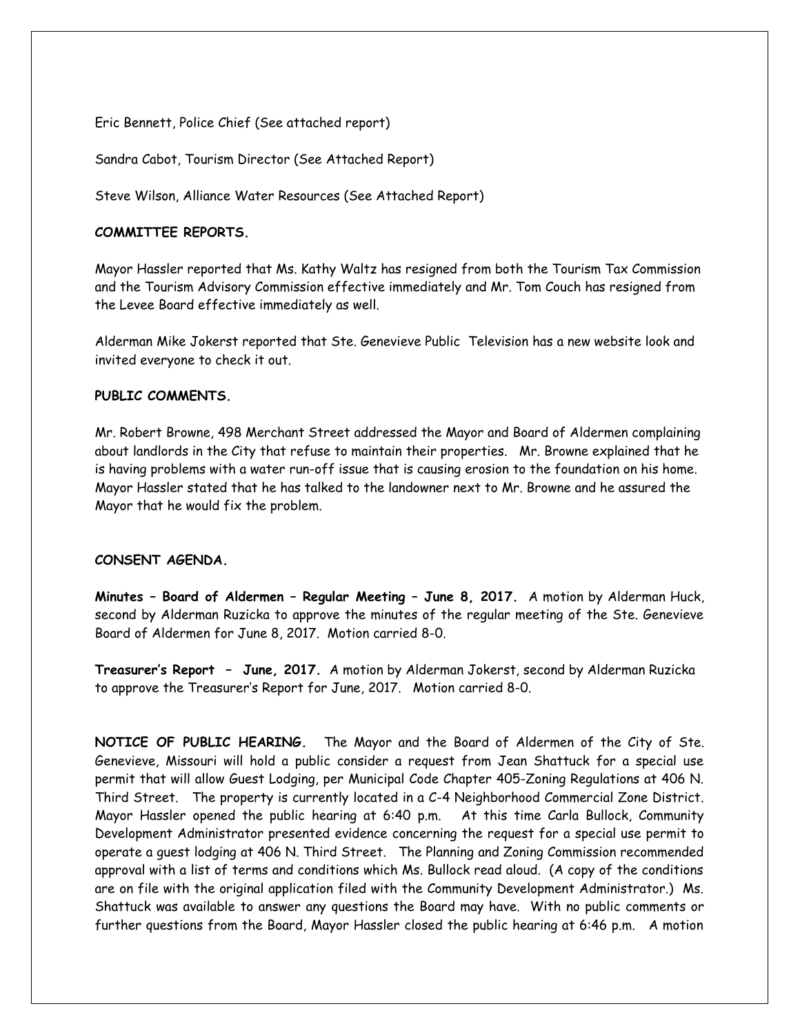Eric Bennett, Police Chief (See attached report)

Sandra Cabot, Tourism Director (See Attached Report)

Steve Wilson, Alliance Water Resources (See Attached Report)

**COMMITTEE REPORTS.**

Mayor Hassler reported that Ms. Kathy Waltz has resigned from both the Tourism Tax Commission and the Tourism Advisory Commission effective immediately and Mr. Tom Couch has resigned from the Levee Board effective immediately as well.

Alderman Mike Jokerst reported that Ste. Genevieve Public Television has a new website look and invited everyone to check it out.

**PUBLIC COMMENTS.**

Mr. Robert Browne, 498 Merchant Street addressed the Mayor and Board of Aldermen complaining about landlords in the City that refuse to maintain their properties. Mr. Browne explained that he is having problems with a water run-off issue that is causing erosion to the foundation on his home. Mayor Hassler stated that he has talked to the landowner next to Mr. Browne and he assured the Mayor that he would fix the problem.

**CONSENT AGENDA.**

**Minutes – Board of Aldermen – Regular Meeting – June 8, 2017.** A motion by Alderman Huck, second by Alderman Ruzicka to approve the minutes of the regular meeting of the Ste. Genevieve Board of Aldermen for June 8, 2017. Motion carried 8-0.

**Treasurer's Report – June, 2017.** A motion by Alderman Jokerst, second by Alderman Ruzicka to approve the Treasurer's Report for June, 2017. Motion carried 8-0.

**NOTICE OF PUBLIC HEARING.** The Mayor and the Board of Aldermen of the City of Ste. Genevieve, Missouri will hold a public consider a request from Jean Shattuck for a special use permit that will allow Guest Lodging, per Municipal Code Chapter 405-Zoning Regulations at 406 N. Third Street. The property is currently located in a C-4 Neighborhood Commercial Zone District. Mayor Hassler opened the public hearing at 6:40 p.m. At this time Carla Bullock, Community Development Administrator presented evidence concerning the request for a special use permit to operate a guest lodging at 406 N. Third Street. The Planning and Zoning Commission recommended approval with a list of terms and conditions which Ms. Bullock read aloud. (A copy of the conditions are on file with the original application filed with the Community Development Administrator.) Ms. Shattuck was available to answer any questions the Board may have. With no public comments or further questions from the Board, Mayor Hassler closed the public hearing at 6:46 p.m. A motion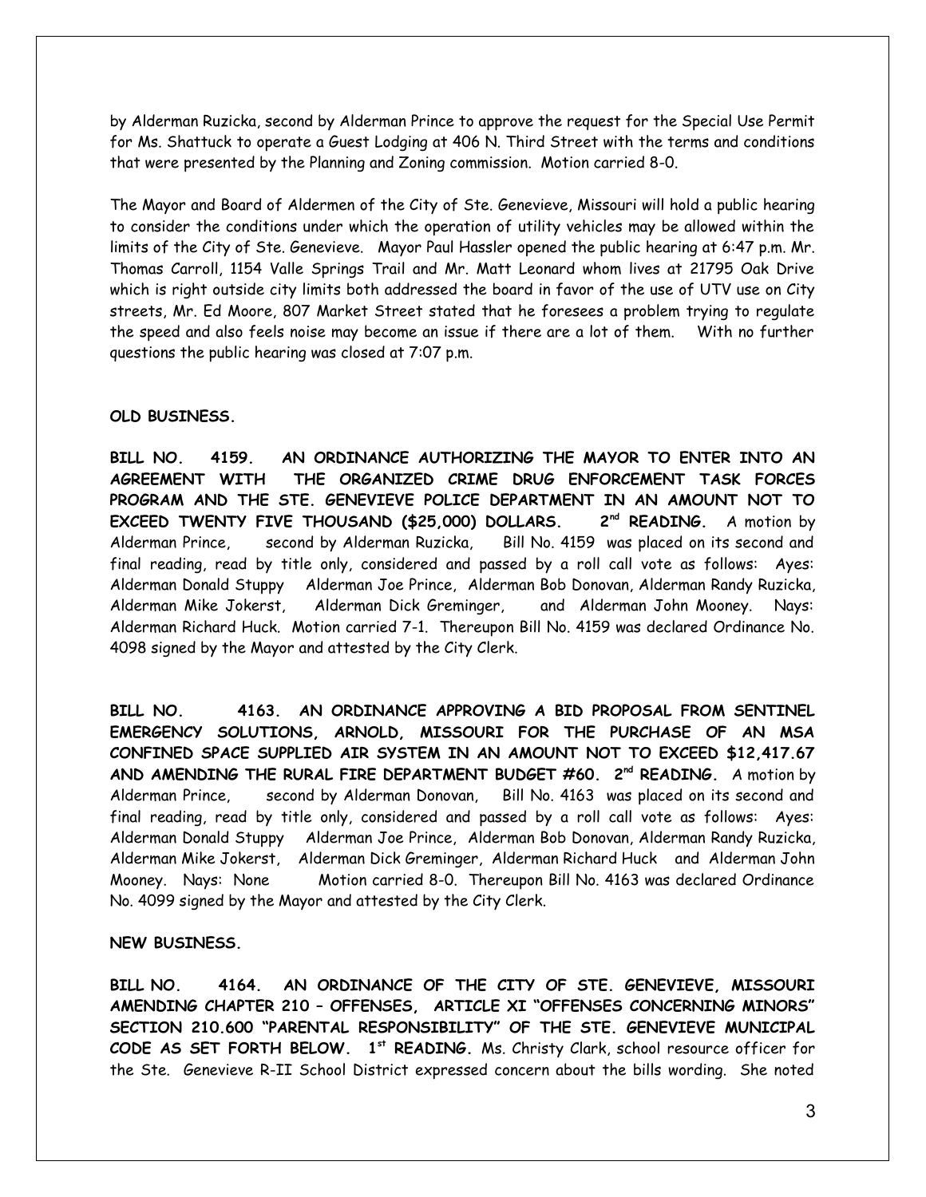by Alderman Ruzicka, second by Alderman Prince to approve the request for the Special Use Permit for Ms. Shattuck to operate a Guest Lodging at 406 N. Third Street with the terms and conditions that were presented by the Planning and Zoning commission. Motion carried 8-0.

The Mayor and Board of Aldermen of the City of Ste. Genevieve, Missouri will hold a public hearing to consider the conditions under which the operation of utility vehicles may be allowed within the limits of the City of Ste. Genevieve. Mayor Paul Hassler opened the public hearing at 6:47 p.m. Mr. Thomas Carroll, 1154 Valle Springs Trail and Mr. Matt Leonard whom lives at 21795 Oak Drive which is right outside city limits both addressed the board in favor of the use of UTV use on City streets, Mr. Ed Moore, 807 Market Street stated that he foresees a problem trying to regulate the speed and also feels noise may become an issue if there are a lot of them. With no further questions the public hearing was closed at 7:07 p.m.

**OLD BUSINESS.**

**BILL NO. 4159. AN ORDINANCE AUTHORIZING THE MAYOR TO ENTER INTO AN AGREEMENT WITH THE ORGANIZED CRIME DRUG ENFORCEMENT TASK FORCES PROGRAM AND THE STE. GENEVIEVE POLICE DEPARTMENT IN AN AMOUNT NOT TO EXCEED TWENTY FIVE THOUSAND ($25,000) DOLLARS. 2nd READING.** A motion by Alderman Prince, second by Alderman Ruzicka, Bill No. 4159 was placed on its second and final reading, read by title only, considered and passed by a roll call vote as follows: Ayes: Alderman Donald Stuppy Alderman Joe Prince, Alderman Bob Donovan, Alderman Randy Ruzicka, Alderman Mike Jokerst, Alderman Dick Greminger, and Alderman John Mooney. Nays: Alderman Richard Huck. Motion carried 7-1. Thereupon Bill No. 4159 was declared Ordinance No. 4098 signed by the Mayor and attested by the City Clerk.

**BILL NO. 4163. AN ORDINANCE APPROVING A BID PROPOSAL FROM SENTINEL EMERGENCY SOLUTIONS, ARNOLD, MISSOURI FOR THE PURCHASE OF AN MSA CONFINED SPACE SUPPLIED AIR SYSTEM IN AN AMOUNT NOT TO EXCEED $12,417.67 AND AMENDING THE RURAL FIRE DEPARTMENT BUDGET #60. 2nd READING.** A motion by Alderman Prince, second by Alderman Donovan, Bill No. 4163 was placed on its second and final reading, read by title only, considered and passed by a roll call vote as follows: Ayes: Alderman Donald Stuppy Alderman Joe Prince, Alderman Bob Donovan, Alderman Randy Ruzicka, Alderman Mike Jokerst, Alderman Dick Greminger, Alderman Richard Huck and Alderman John Mooney. Nays: None Motion carried 8-0. Thereupon Bill No. 4163 was declared Ordinance No. 4099 signed by the Mayor and attested by the City Clerk.

**NEW BUSINESS.**

**BILL NO. 4164. AN ORDINANCE OF THE CITY OF STE. GENEVIEVE, MISSOURI AMENDING CHAPTER 210 – OFFENSES, ARTICLE XI "OFFENSES CONCERNING MINORS" SECTION 210.600 "PARENTAL RESPONSIBILITY" OF THE STE. GENEVIEVE MUNICIPAL CODE AS SET FORTH BELOW. 1st READING.** Ms. Christy Clark, school resource officer for the Ste. Genevieve R-II School District expressed concern about the bills wording. She noted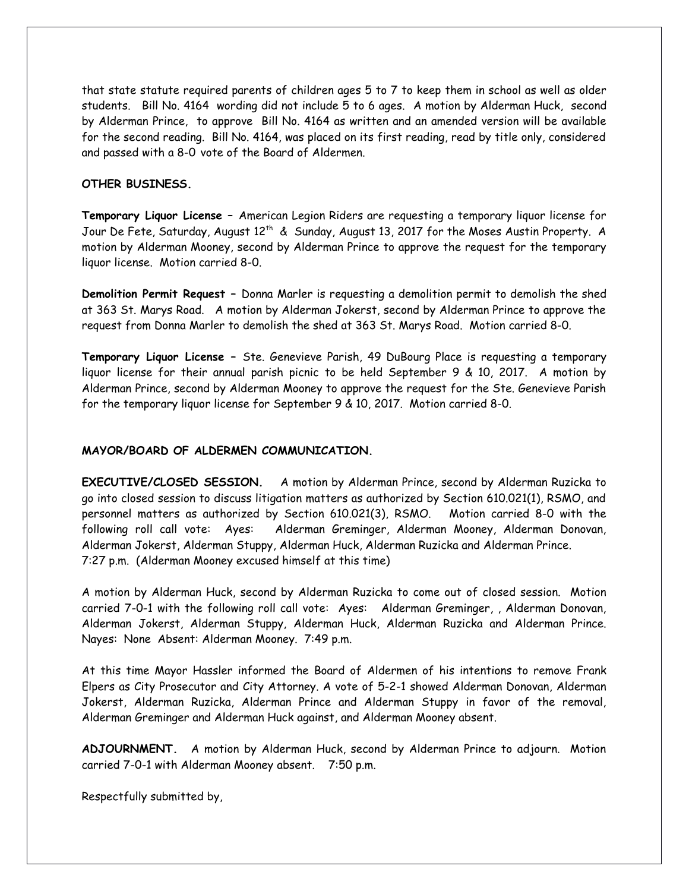that state statute required parents of children ages 5 to 7 to keep them in school as well as older students. Bill No. 4164 wording did not include 5 to 6 ages. A motion by Alderman Huck, second by Alderman Prince, to approve Bill No. 4164 as written and an amended version will be available for the second reading. Bill No. 4164, was placed on its first reading, read by title only, considered and passed with a 8-0 vote of the Board of Aldermen.

**OTHER BUSINESS.**

**Temporary Liquor License** – American Legion Riders are requesting a temporary liquor license for Jour De Fete, Saturday, August 12th & Sunday, August 13, 2017 for the Moses Austin Property. A motion by Alderman Mooney, second by Alderman Prince to approve the request for the temporary liquor license. Motion carried 8-0.

**Demolition Permit Request** – Donna Marler is requesting a demolition permit to demolish the shed at 363 St. Marys Road. A motion by Alderman Jokerst, second by Alderman Prince to approve the request from Donna Marler to demolish the shed at 363 St. Marys Road. Motion carried 8-0.

**Temporary Liquor License** – Ste. Genevieve Parish, 49 DuBourg Place is requesting a temporary liquor license for their annual parish picnic to be held September 9 & 10, 2017. A motion by Alderman Prince, second by Alderman Mooney to approve the request for the Ste. Genevieve Parish for the temporary liquor license for September 9 & 10, 2017. Motion carried 8-0.

**MAYOR/BOARD OF ALDERMEN COMMUNICATION.**

**EXECUTIVE/CLOSED SESSION.** A motion by Alderman Prince, second by Alderman Ruzicka to go into closed session to discuss litigation matters as authorized by Section 610.021(1), RSMO, and personnel matters as authorized by Section 610.021(3), RSMO. Motion carried 8-0 with the following roll call vote: Ayes: Alderman Greminger, Alderman Mooney, Alderman Donovan, Alderman Jokerst, Alderman Stuppy, Alderman Huck, Alderman Ruzicka and Alderman Prince. 7:27 p.m. (Alderman Mooney excused himself at this time)

A motion by Alderman Huck, second by Alderman Ruzicka to come out of closed session. Motion carried 7-0-1 with the following roll call vote: Ayes: Alderman Greminger, , Alderman Donovan, Alderman Jokerst, Alderman Stuppy, Alderman Huck, Alderman Ruzicka and Alderman Prince. Nayes: None Absent: Alderman Mooney. 7:49 p.m.

At this time Mayor Hassler informed the Board of Aldermen of his intentions to remove Frank Elpers as City Prosecutor and City Attorney. A vote of 5-2-1 showed Alderman Donovan, Alderman Jokerst, Alderman Ruzicka, Alderman Prince and Alderman Stuppy in favor of the removal, Alderman Greminger and Alderman Huck against, and Alderman Mooney absent.

**ADJOURNMENT.** A motion by Alderman Huck, second by Alderman Prince to adjourn. Motion carried 7-0-1 with Alderman Mooney absent. 7:50 p.m.

Respectfully submitted by,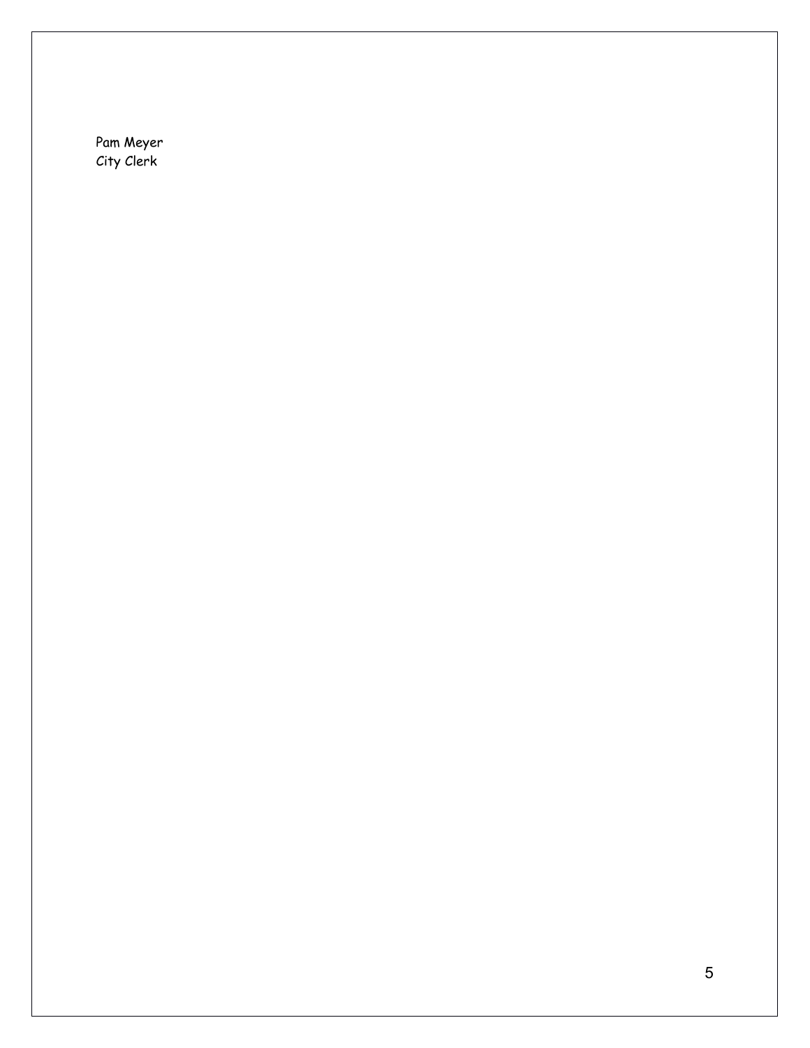Pam Meyer
City Clerk